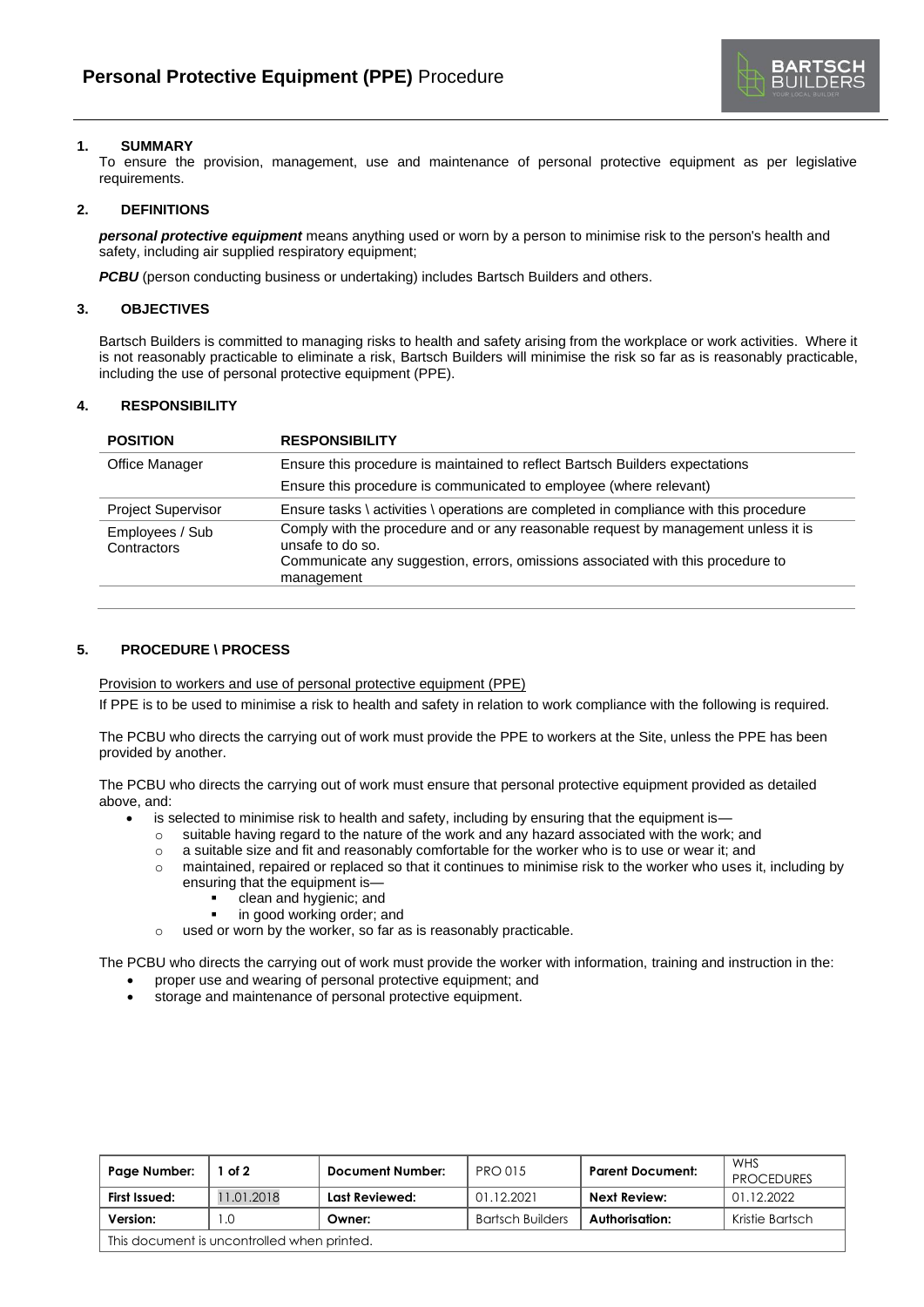# **Personal Protective Equipment (PPE)** Procedure

## 1. SUMMARY

To ensure the provision, management, use and maintenance of personal protective equipment as per legislative requirements.

## 2. DEFINITIONS

***personal protective equipment*** means anything used or worn by a person to minimise risk to the person's health and safety, including air supplied respiratory equipment;

***PCBU*** (person conducting business or undertaking) includes Bartsch Builders and others.

## 3. OBJECTIVES

Bartsch Builders is committed to managing risks to health and safety arising from the workplace or work activities. Where it is not reasonably practicable to eliminate a risk, Bartsch Builders will minimise the risk so far as is reasonably practicable, including the use of personal protective equipment (PPE).

## 4. RESPONSIBILITY

| POSITION | RESPONSIBILITY |
|---|---|
| Office Manager | Ensure this procedure is maintained to reflect Bartsch Builders expectations<br>Ensure this procedure is communicated to employee (where relevant) |
| Project Supervisor | Ensure tasks \ activities \ operations are completed in compliance with this procedure |
| Employees / Sub Contractors | Comply with the procedure and or any reasonable request by management unless it is unsafe to do so.<br>Communicate any suggestion, errors, omissions associated with this procedure to management |

## 5. PROCEDURE \ PROCESS

Provision to workers and use of personal protective equipment (PPE)

If PPE is to be used to minimise a risk to health and safety in relation to work compliance with the following is required.

The PCBU who directs the carrying out of work must provide the PPE to workers at the Site, unless the PPE has been provided by another.

The PCBU who directs the carrying out of work must ensure that personal protective equipment provided as detailed above, and:

- is selected to minimise risk to health and safety, including by ensuring that the equipment is—
  - suitable having regard to the nature of the work and any hazard associated with the work; and
  - a suitable size and fit and reasonably comfortable for the worker who is to use or wear it; and
  - maintained, repaired or replaced so that it continues to minimise risk to the worker who uses it, including by ensuring that the equipment is—
    - clean and hygienic; and
    - in good working order; and
  - used or worn by the worker, so far as is reasonably practicable.

The PCBU who directs the carrying out of work must provide the worker with information, training and instruction in the:

- proper use and wearing of personal protective equipment; and
- storage and maintenance of personal protective equipment.

| Page Number: | 1 of 2 | Document Number: | PRO 015 | Parent Document: | WHS PROCEDURES |
|---|---|---|---|---|---|
| First Issued: | 11.01.2018 | Last Reviewed: | 01.12.2021 | Next Review: | 01.12.2022 |
| Version: | 1.0 | Owner: | Bartsch Builders | Authorisation: | Kristie Bartsch |
| This document is uncontrolled when printed. | | | | | |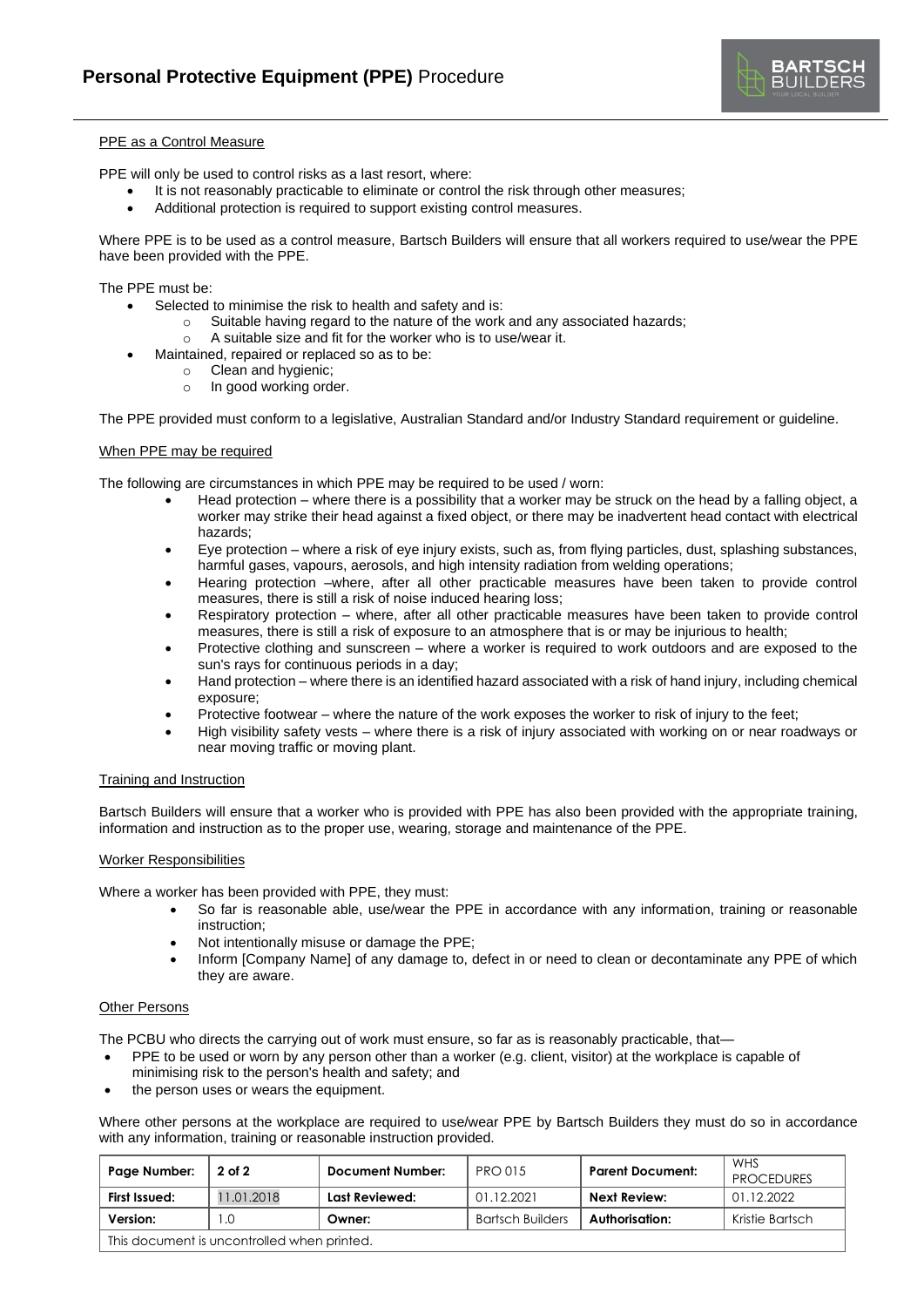PPE as a Control Measure

PPE will only be used to control risks as a last resort, where:

- It is not reasonably practicable to eliminate or control the risk through other measures;
- Additional protection is required to support existing control measures.

Where PPE is to be used as a control measure, Bartsch Builders will ensure that all workers required to use/wear the PPE have been provided with the PPE.

The PPE must be:

- Selected to minimise the risk to health and safety and is:
  - Suitable having regard to the nature of the work and any associated hazards;
  - A suitable size and fit for the worker who is to use/wear it.
- Maintained, repaired or replaced so as to be:
  - Clean and hygienic;
  - In good working order.

The PPE provided must conform to a legislative, Australian Standard and/or Industry Standard requirement or guideline.

When PPE may be required

The following are circumstances in which PPE may be required to be used / worn:

- Head protection – where there is a possibility that a worker may be struck on the head by a falling object, a worker may strike their head against a fixed object, or there may be inadvertent head contact with electrical hazards;
- Eye protection – where a risk of eye injury exists, such as, from flying particles, dust, splashing substances, harmful gases, vapours, aerosols, and high intensity radiation from welding operations;
- Hearing protection –where, after all other practicable measures have been taken to provide control measures, there is still a risk of noise induced hearing loss;
- Respiratory protection – where, after all other practicable measures have been taken to provide control measures, there is still a risk of exposure to an atmosphere that is or may be injurious to health;
- Protective clothing and sunscreen – where a worker is required to work outdoors and are exposed to the sun's rays for continuous periods in a day;
- Hand protection – where there is an identified hazard associated with a risk of hand injury, including chemical exposure;
- Protective footwear – where the nature of the work exposes the worker to risk of injury to the feet;
- High visibility safety vests – where there is a risk of injury associated with working on or near roadways or near moving traffic or moving plant.

Training and Instruction

Bartsch Builders will ensure that a worker who is provided with PPE has also been provided with the appropriate training, information and instruction as to the proper use, wearing, storage and maintenance of the PPE.

Worker Responsibilities

Where a worker has been provided with PPE, they must:

- So far is reasonable able, use/wear the PPE in accordance with any information, training or reasonable instruction;
- Not intentionally misuse or damage the PPE;
- Inform [Company Name] of any damage to, defect in or need to clean or decontaminate any PPE of which they are aware.

Other Persons

The PCBU who directs the carrying out of work must ensure, so far as is reasonably practicable, that—

- PPE to be used or worn by any person other than a worker (e.g. client, visitor) at the workplace is capable of minimising risk to the person's health and safety; and
- the person uses or wears the equipment.

Where other persons at the workplace are required to use/wear PPE by Bartsch Builders they must do so in accordance with any information, training or reasonable instruction provided.

| | | | | | |
|---|---|---|---|---|---|
| **Page Number:** | **2 of 2** | **Document Number:** | PRO 015 | **Parent Document:** | WHS PROCEDURES |
| **First Issued:** | 11.01.2018 | **Last Reviewed:** | 01.12.2021 | **Next Review:** | 01.12.2022 |
| **Version:** | 1.0 | **Owner:** | Bartsch Builders | **Authorisation:** | Kristie Bartsch |
| This document is uncontrolled when printed. | | | | | |